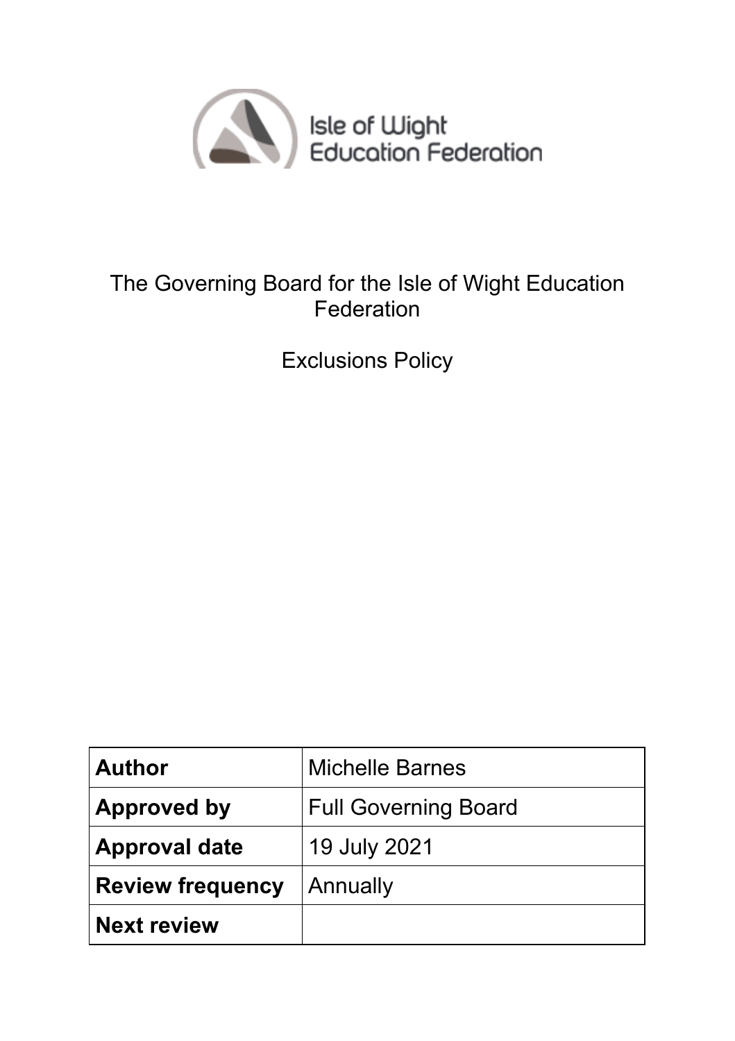Isle of Wight Education Federation

The Governing Board for the Isle of Wight Education Federation

Exclusions Policy

| **Author** | Michelle Barnes |
|---|---|
| **Approved by** | Full Governing Board |
| **Approval date** | 19 July 2021 |
| **Review frequency** | Annually |
| **Next review** | |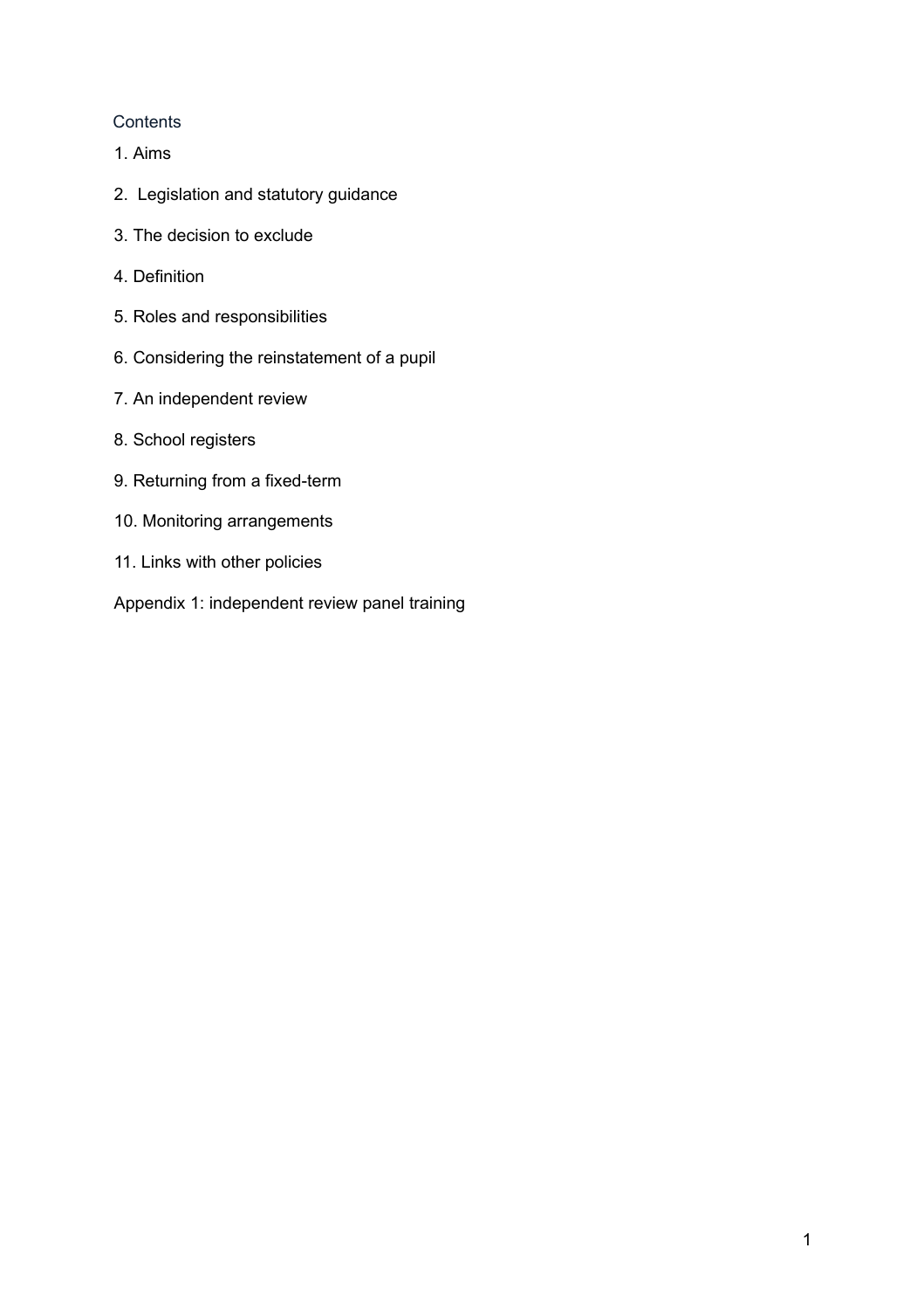Contents

1. Aims
2. Legislation and statutory guidance
3. The decision to exclude
4. Definition
5. Roles and responsibilities
6. Considering the reinstatement of a pupil
7. An independent review
8. School registers
9. Returning from a fixed-term
10. Monitoring arrangements
11. Links with other policies

Appendix 1: independent review panel training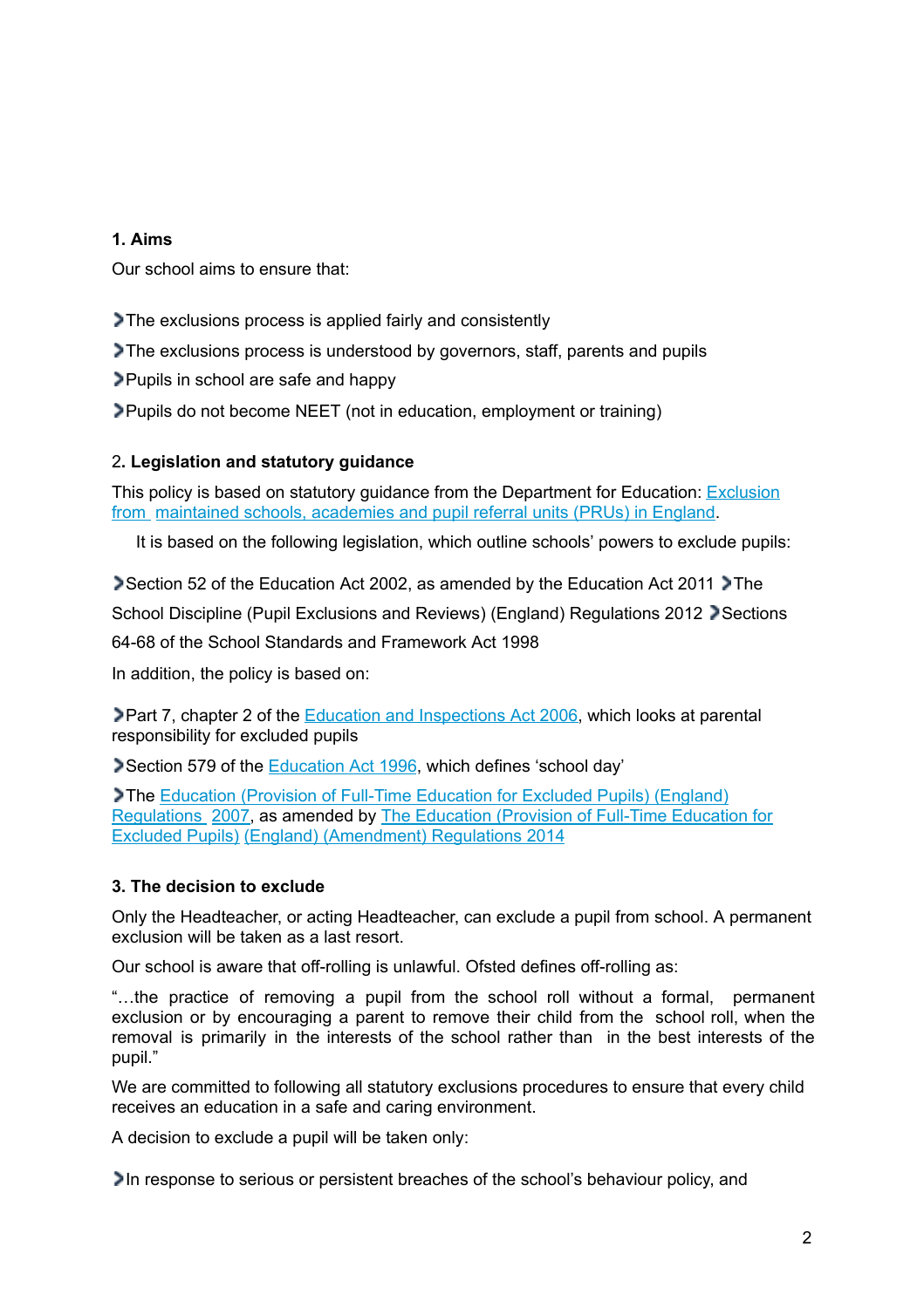## 1. Aims

Our school aims to ensure that:

- The exclusions process is applied fairly and consistently
- The exclusions process is understood by governors, staff, parents and pupils
- Pupils in school are safe and happy
- Pupils do not become NEET (not in education, employment or training)

## 2. Legislation and statutory guidance

This policy is based on statutory guidance from the Department for Education: [Exclusion from maintained schools, academies and pupil referral units (PRUs) in England]().

It is based on the following legislation, which outline schools' powers to exclude pupils:

- Section 52 of the Education Act 2002, as amended by the Education Act 2011
- The School Discipline (Pupil Exclusions and Reviews) (England) Regulations 2012
- Sections 64-68 of the School Standards and Framework Act 1998

In addition, the policy is based on:

- Part 7, chapter 2 of the [Education and Inspections Act 2006](), which looks at parental responsibility for excluded pupils
- Section 579 of the [Education Act 1996](), which defines 'school day'
- The [Education (Provision of Full-Time Education for Excluded Pupils) (England) Regulations 2007](), as amended by [The Education (Provision of Full-Time Education for Excluded Pupils) (England) (Amendment) Regulations 2014]()

## 3. The decision to exclude

Only the Headteacher, or acting Headteacher, can exclude a pupil from school. A permanent exclusion will be taken as a last resort.

Our school is aware that off-rolling is unlawful. Ofsted defines off-rolling as:

"…the practice of removing a pupil from the school roll without a formal, permanent exclusion or by encouraging a parent to remove their child from the school roll, when the removal is primarily in the interests of the school rather than in the best interests of the pupil."

We are committed to following all statutory exclusions procedures to ensure that every child receives an education in a safe and caring environment.

A decision to exclude a pupil will be taken only:

- In response to serious or persistent breaches of the school's behaviour policy, and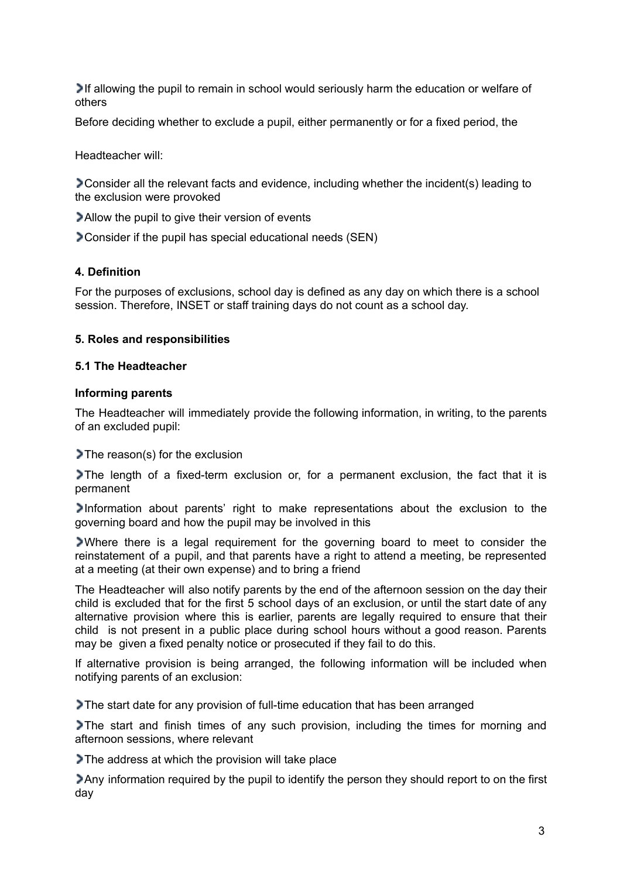- If allowing the pupil to remain in school would seriously harm the education or welfare of others

Before deciding whether to exclude a pupil, either permanently or for a fixed period, the

Headteacher will:

- Consider all the relevant facts and evidence, including whether the incident(s) leading to the exclusion were provoked
- Allow the pupil to give their version of events
- Consider if the pupil has special educational needs (SEN)

**4. Definition**

For the purposes of exclusions, school day is defined as any day on which there is a school session. Therefore, INSET or staff training days do not count as a school day.

**5. Roles and responsibilities**

**5.1 The Headteacher**

**Informing parents**

The Headteacher will immediately provide the following information, in writing, to the parents of an excluded pupil:

- The reason(s) for the exclusion
- The length of a fixed-term exclusion or, for a permanent exclusion, the fact that it is permanent
- Information about parents' right to make representations about the exclusion to the governing board and how the pupil may be involved in this
- Where there is a legal requirement for the governing board to meet to consider the reinstatement of a pupil, and that parents have a right to attend a meeting, be represented at a meeting (at their own expense) and to bring a friend

The Headteacher will also notify parents by the end of the afternoon session on the day their child is excluded that for the first 5 school days of an exclusion, or until the start date of any alternative provision where this is earlier, parents are legally required to ensure that their child is not present in a public place during school hours without a good reason. Parents may be given a fixed penalty notice or prosecuted if they fail to do this.

If alternative provision is being arranged, the following information will be included when notifying parents of an exclusion:

- The start date for any provision of full-time education that has been arranged
- The start and finish times of any such provision, including the times for morning and afternoon sessions, where relevant
- The address at which the provision will take place
- Any information required by the pupil to identify the person they should report to on the first day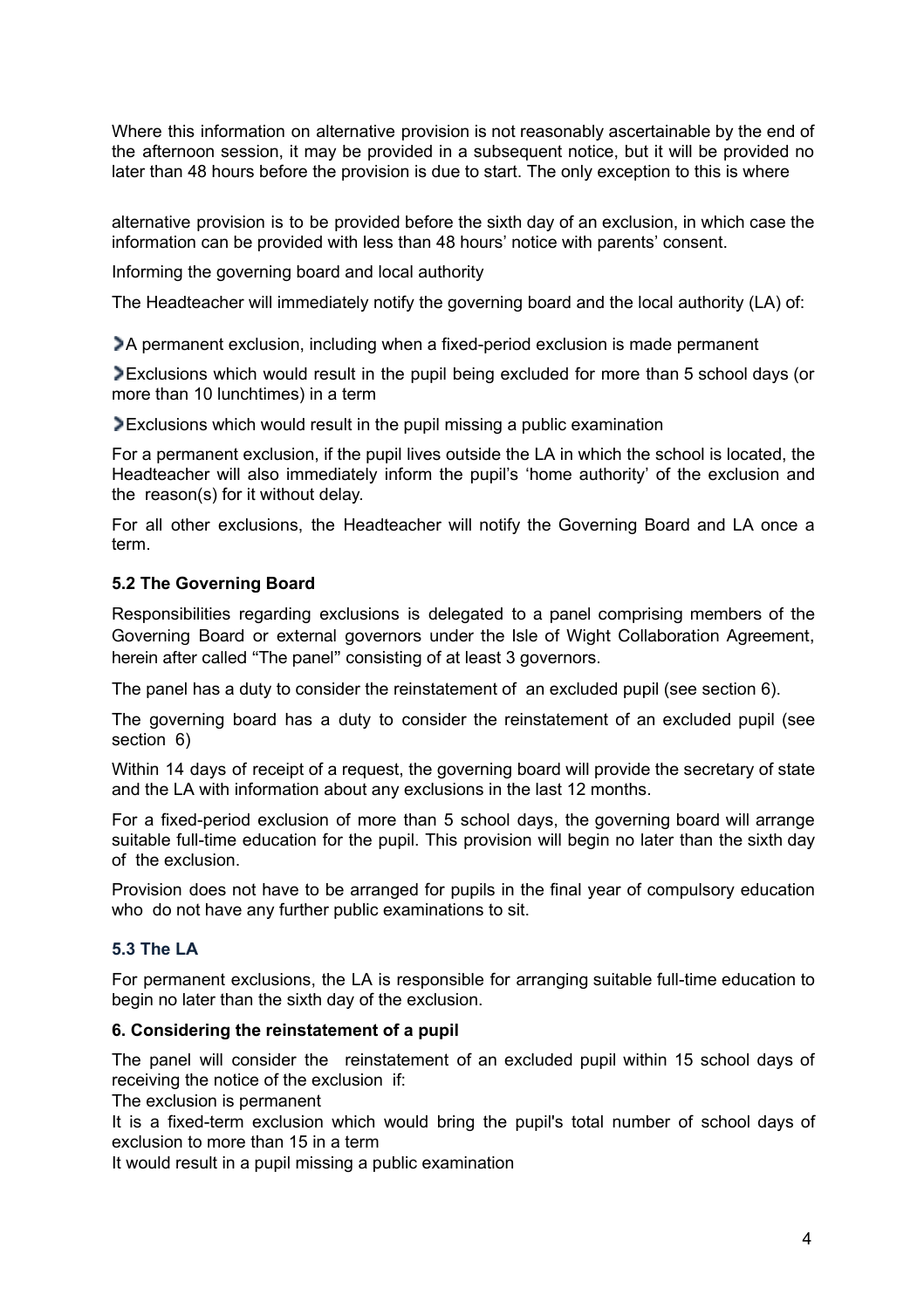Where this information on alternative provision is not reasonably ascertainable by the end of the afternoon session, it may be provided in a subsequent notice, but it will be provided no later than 48 hours before the provision is due to start. The only exception to this is where

alternative provision is to be provided before the sixth day of an exclusion, in which case the information can be provided with less than 48 hours' notice with parents' consent.

Informing the governing board and local authority

The Headteacher will immediately notify the governing board and the local authority (LA) of:

- A permanent exclusion, including when a fixed-period exclusion is made permanent
- Exclusions which would result in the pupil being excluded for more than 5 school days (or more than 10 lunchtimes) in a term
- Exclusions which would result in the pupil missing a public examination

For a permanent exclusion, if the pupil lives outside the LA in which the school is located, the Headteacher will also immediately inform the pupil's 'home authority' of the exclusion and the reason(s) for it without delay.

For all other exclusions, the Headteacher will notify the Governing Board and LA once a term.

### 5.2 The Governing Board

Responsibilities regarding exclusions is delegated to a panel comprising members of the Governing Board or external governors under the Isle of Wight Collaboration Agreement, herein after called "The panel" consisting of at least 3 governors.

The panel has a duty to consider the reinstatement of an excluded pupil (see section 6).

The governing board has a duty to consider the reinstatement of an excluded pupil (see section 6)

Within 14 days of receipt of a request, the governing board will provide the secretary of state and the LA with information about any exclusions in the last 12 months.

For a fixed-period exclusion of more than 5 school days, the governing board will arrange suitable full-time education for the pupil. This provision will begin no later than the sixth day of the exclusion.

Provision does not have to be arranged for pupils in the final year of compulsory education who do not have any further public examinations to sit.

### 5.3 The LA

For permanent exclusions, the LA is responsible for arranging suitable full-time education to begin no later than the sixth day of the exclusion.

### 6. Considering the reinstatement of a pupil

The panel will consider the reinstatement of an excluded pupil within 15 school days of receiving the notice of the exclusion if:

The exclusion is permanent

It is a fixed-term exclusion which would bring the pupil's total number of school days of exclusion to more than 15 in a term

It would result in a pupil missing a public examination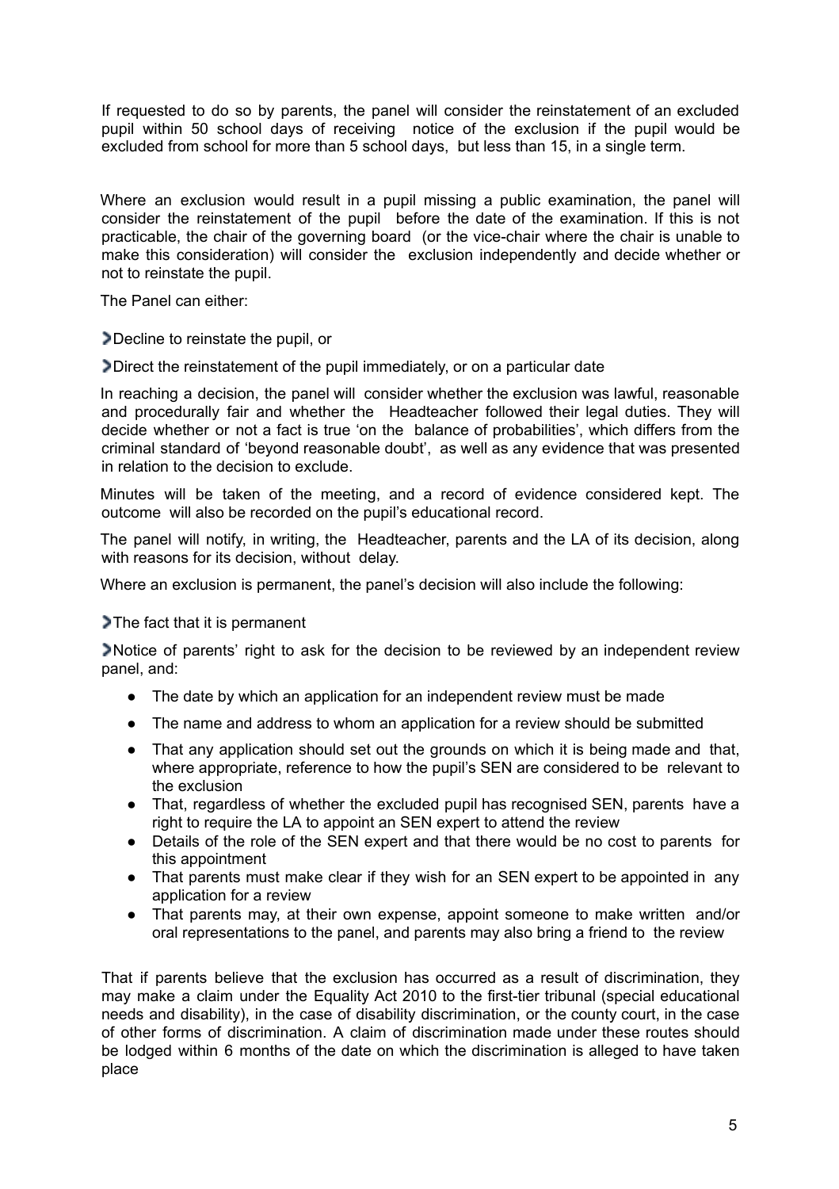If requested to do so by parents, the panel will consider the reinstatement of an excluded pupil within 50 school days of receiving notice of the exclusion if the pupil would be excluded from school for more than 5 school days, but less than 15, in a single term.

Where an exclusion would result in a pupil missing a public examination, the panel will consider the reinstatement of the pupil before the date of the examination. If this is not practicable, the chair of the governing board (or the vice-chair where the chair is unable to make this consideration) will consider the exclusion independently and decide whether or not to reinstate the pupil.

The Panel can either:

- Decline to reinstate the pupil, or
- Direct the reinstatement of the pupil immediately, or on a particular date

In reaching a decision, the panel will consider whether the exclusion was lawful, reasonable and procedurally fair and whether the Headteacher followed their legal duties. They will decide whether or not a fact is true 'on the balance of probabilities', which differs from the criminal standard of 'beyond reasonable doubt', as well as any evidence that was presented in relation to the decision to exclude.

Minutes will be taken of the meeting, and a record of evidence considered kept. The outcome will also be recorded on the pupil's educational record.

The panel will notify, in writing, the Headteacher, parents and the LA of its decision, along with reasons for its decision, without delay.

Where an exclusion is permanent, the panel's decision will also include the following:

- The fact that it is permanent
- Notice of parents' right to ask for the decision to be reviewed by an independent review panel, and:
  - The date by which an application for an independent review must be made
  - The name and address to whom an application for a review should be submitted
  - That any application should set out the grounds on which it is being made and that, where appropriate, reference to how the pupil's SEN are considered to be relevant to the exclusion
  - That, regardless of whether the excluded pupil has recognised SEN, parents have a right to require the LA to appoint an SEN expert to attend the review
  - Details of the role of the SEN expert and that there would be no cost to parents for this appointment
  - That parents must make clear if they wish for an SEN expert to be appointed in any application for a review
  - That parents may, at their own expense, appoint someone to make written and/or oral representations to the panel, and parents may also bring a friend to the review

That if parents believe that the exclusion has occurred as a result of discrimination, they may make a claim under the Equality Act 2010 to the first-tier tribunal (special educational needs and disability), in the case of disability discrimination, or the county court, in the case of other forms of discrimination. A claim of discrimination made under these routes should be lodged within 6 months of the date on which the discrimination is alleged to have taken place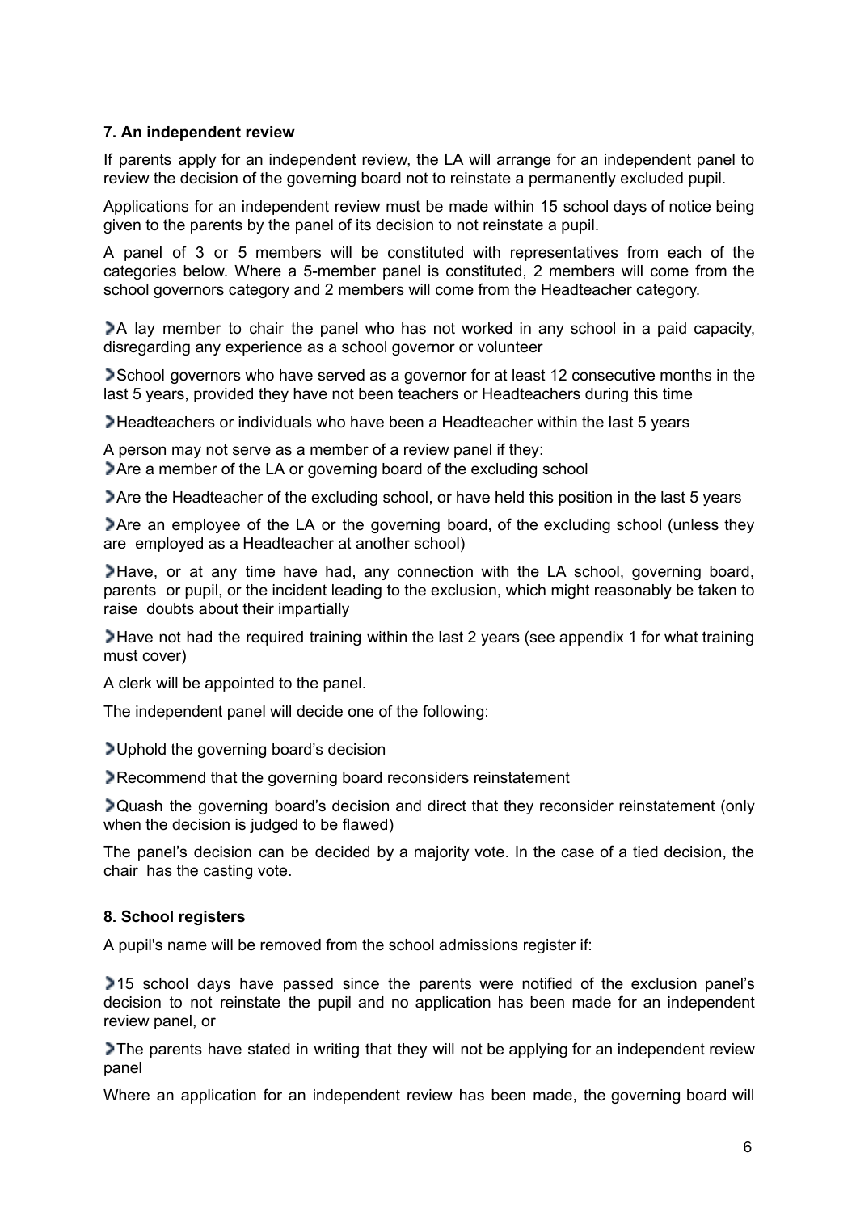### 7. An independent review

If parents apply for an independent review, the LA will arrange for an independent panel to review the decision of the governing board not to reinstate a permanently excluded pupil.

Applications for an independent review must be made within 15 school days of notice being given to the parents by the panel of its decision to not reinstate a pupil.

A panel of 3 or 5 members will be constituted with representatives from each of the categories below. Where a 5-member panel is constituted, 2 members will come from the school governors category and 2 members will come from the Headteacher category.

- A lay member to chair the panel who has not worked in any school in a paid capacity, disregarding any experience as a school governor or volunteer
- School governors who have served as a governor for at least 12 consecutive months in the last 5 years, provided they have not been teachers or Headteachers during this time
- Headteachers or individuals who have been a Headteacher within the last 5 years

A person may not serve as a member of a review panel if they:

- Are a member of the LA or governing board of the excluding school
- Are the Headteacher of the excluding school, or have held this position in the last 5 years
- Are an employee of the LA or the governing board, of the excluding school (unless they are employed as a Headteacher at another school)
- Have, or at any time have had, any connection with the LA school, governing board, parents or pupil, or the incident leading to the exclusion, which might reasonably be taken to raise doubts about their impartially
- Have not had the required training within the last 2 years (see appendix 1 for what training must cover)

A clerk will be appointed to the panel.

The independent panel will decide one of the following:

- Uphold the governing board's decision
- Recommend that the governing board reconsiders reinstatement
- Quash the governing board's decision and direct that they reconsider reinstatement (only when the decision is judged to be flawed)

The panel's decision can be decided by a majority vote. In the case of a tied decision, the chair has the casting vote.

### 8. School registers

A pupil's name will be removed from the school admissions register if:

- 15 school days have passed since the parents were notified of the exclusion panel's decision to not reinstate the pupil and no application has been made for an independent review panel, or
- The parents have stated in writing that they will not be applying for an independent review panel

Where an application for an independent review has been made, the governing board will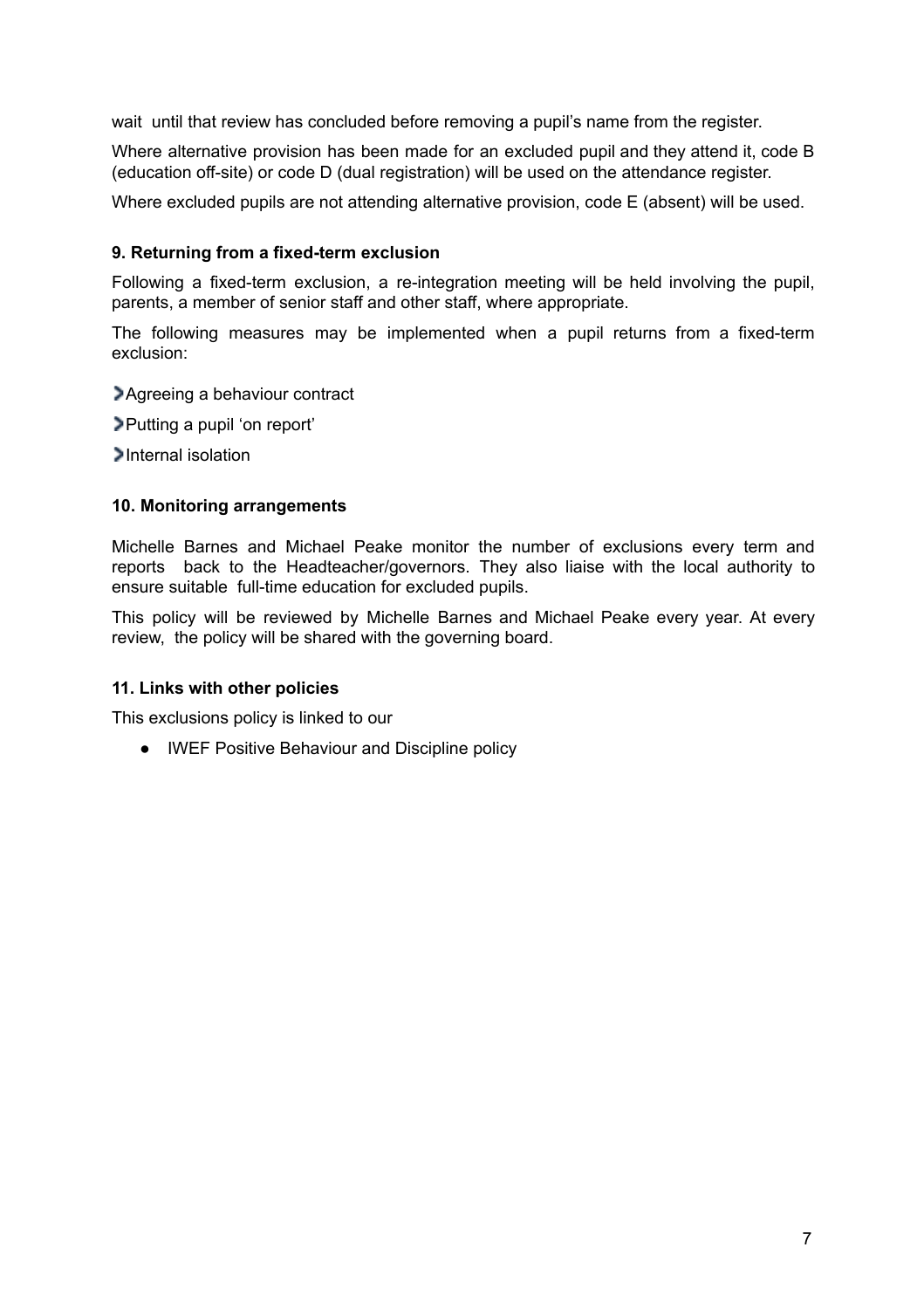wait until that review has concluded before removing a pupil's name from the register.

Where alternative provision has been made for an excluded pupil and they attend it, code B (education off-site) or code D (dual registration) will be used on the attendance register.

Where excluded pupils are not attending alternative provision, code E (absent) will be used.

### 9. Returning from a fixed-term exclusion

Following a fixed-term exclusion, a re-integration meeting will be held involving the pupil, parents, a member of senior staff and other staff, where appropriate.

The following measures may be implemented when a pupil returns from a fixed-term exclusion:

- Agreeing a behaviour contract
- Putting a pupil 'on report'
- Internal isolation

### 10. Monitoring arrangements

Michelle Barnes and Michael Peake monitor the number of exclusions every term and reports back to the Headteacher/governors. They also liaise with the local authority to ensure suitable full-time education for excluded pupils.

This policy will be reviewed by Michelle Barnes and Michael Peake every year. At every review, the policy will be shared with the governing board.

### 11. Links with other policies

This exclusions policy is linked to our

- IWEF Positive Behaviour and Discipline policy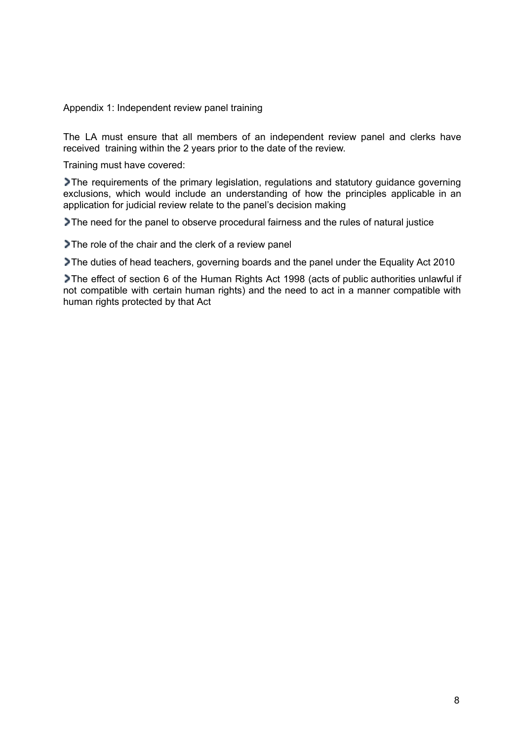# Appendix 1: Independent review panel training

The LA must ensure that all members of an independent review panel and clerks have received training within the 2 years prior to the date of the review.

Training must have covered:

- The requirements of the primary legislation, regulations and statutory guidance governing exclusions, which would include an understanding of how the principles applicable in an application for judicial review relate to the panel's decision making
- The need for the panel to observe procedural fairness and the rules of natural justice
- The role of the chair and the clerk of a review panel
- The duties of head teachers, governing boards and the panel under the Equality Act 2010
- The effect of section 6 of the Human Rights Act 1998 (acts of public authorities unlawful if not compatible with certain human rights) and the need to act in a manner compatible with human rights protected by that Act